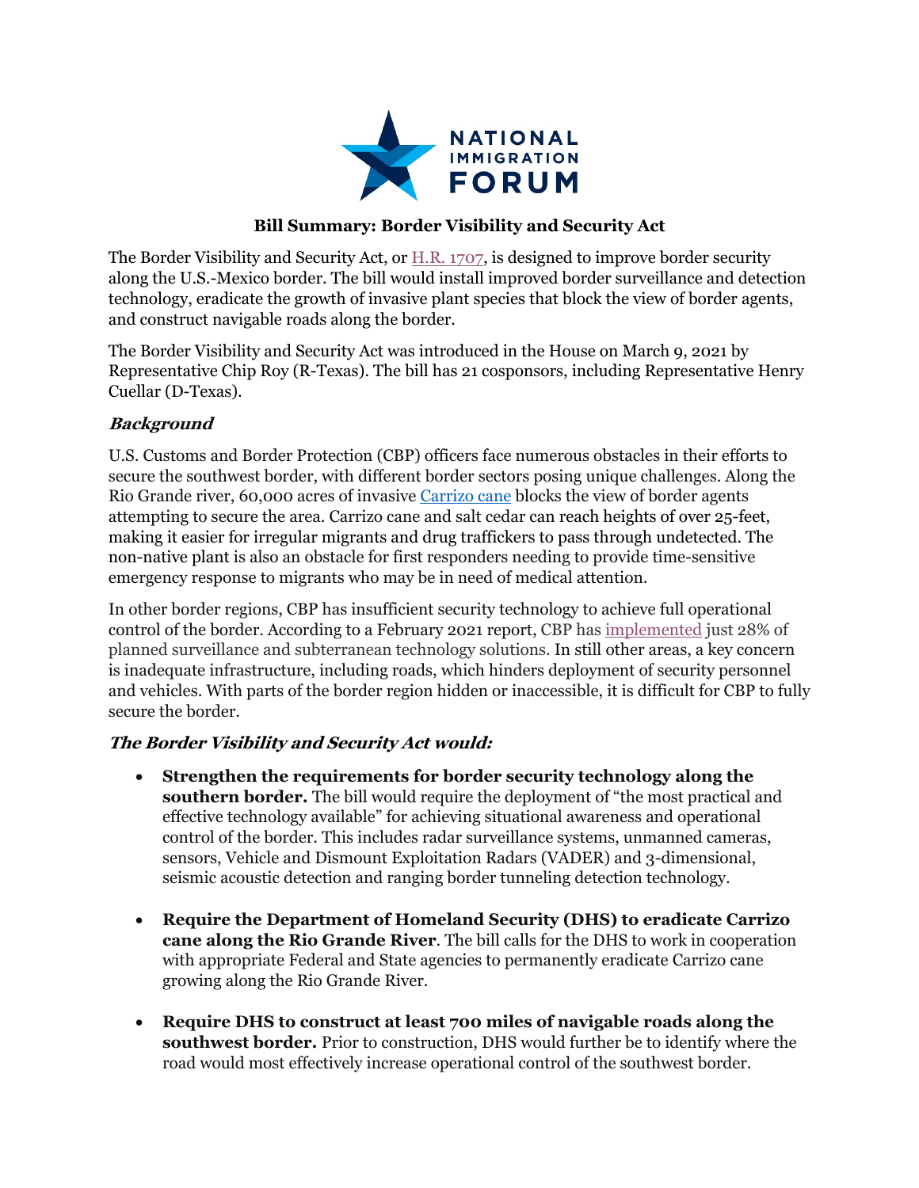**Bill Summary: Border Visibility and Security Act**

The Border Visibility and Security Act, or H.R. 1707, is designed to improve border security along the U.S.-Mexico border. The bill would install improved border surveillance and detection technology, eradicate the growth of invasive plant species that block the view of border agents, and construct navigable roads along the border.

The Border Visibility and Security Act was introduced in the House on March 9, 2021 by Representative Chip Roy (R-Texas). The bill has 21 cosponsors, including Representative Henry Cuellar (D-Texas).

## *Background*

U.S. Customs and Border Protection (CBP) officers face numerous obstacles in their efforts to secure the southwest border, with different border sectors posing unique challenges. Along the Rio Grande river, 60,000 acres of invasive Carrizo cane blocks the view of border agents attempting to secure the area. Carrizo cane and salt cedar can reach heights of over 25-feet, making it easier for irregular migrants and drug traffickers to pass through undetected. The non-native plant is also an obstacle for first responders needing to provide time-sensitive emergency response to migrants who may be in need of medical attention.

In other border regions, CBP has insufficient security technology to achieve full operational control of the border. According to a February 2021 report, CBP has implemented just 28% of planned surveillance and subterranean technology solutions. In still other areas, a key concern is inadequate infrastructure, including roads, which hinders deployment of security personnel and vehicles. With parts of the border region hidden or inaccessible, it is difficult for CBP to fully secure the border.

## *The Border Visibility and Security Act would:*

- **Strengthen the requirements for border security technology along the southern border.** The bill would require the deployment of "the most practical and effective technology available" for achieving situational awareness and operational control of the border. This includes radar surveillance systems, unmanned cameras, sensors, Vehicle and Dismount Exploitation Radars (VADER) and 3-dimensional, seismic acoustic detection and ranging border tunneling detection technology.

- **Require the Department of Homeland Security (DHS) to eradicate Carrizo cane along the Rio Grande River**. The bill calls for the DHS to work in cooperation with appropriate Federal and State agencies to permanently eradicate Carrizo cane growing along the Rio Grande River.

- **Require DHS to construct at least 700 miles of navigable roads along the southwest border.** Prior to construction, DHS would further be to identify where the road would most effectively increase operational control of the southwest border.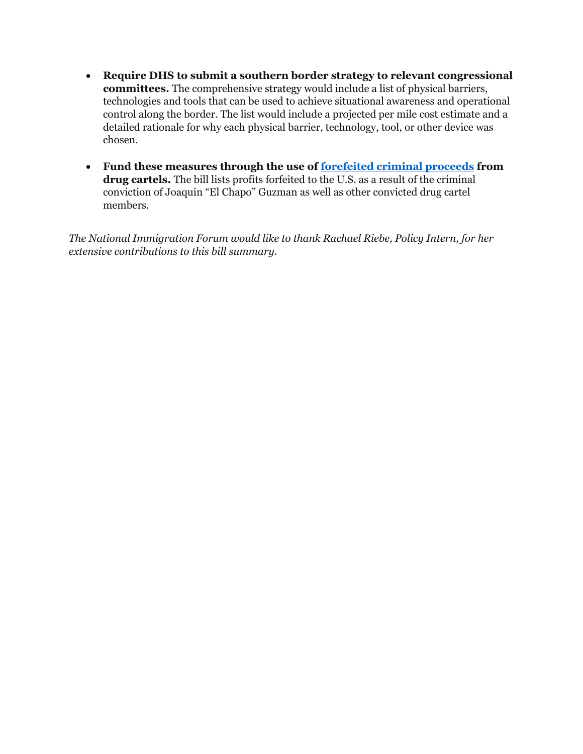- **Require DHS to submit a southern border strategy to relevant congressional committees.** The comprehensive strategy would include a list of physical barriers, technologies and tools that can be used to achieve situational awareness and operational control along the border. The list would include a projected per mile cost estimate and a detailed rationale for why each physical barrier, technology, tool, or other device was chosen.

- **Fund these measures through the use of forefeited criminal proceeds from drug cartels.** The bill lists profits forfeited to the U.S. as a result of the criminal conviction of Joaquin "El Chapo" Guzman as well as other convicted drug cartel members.

*The National Immigration Forum would like to thank Rachael Riebe, Policy Intern, for her extensive contributions to this bill summary.*